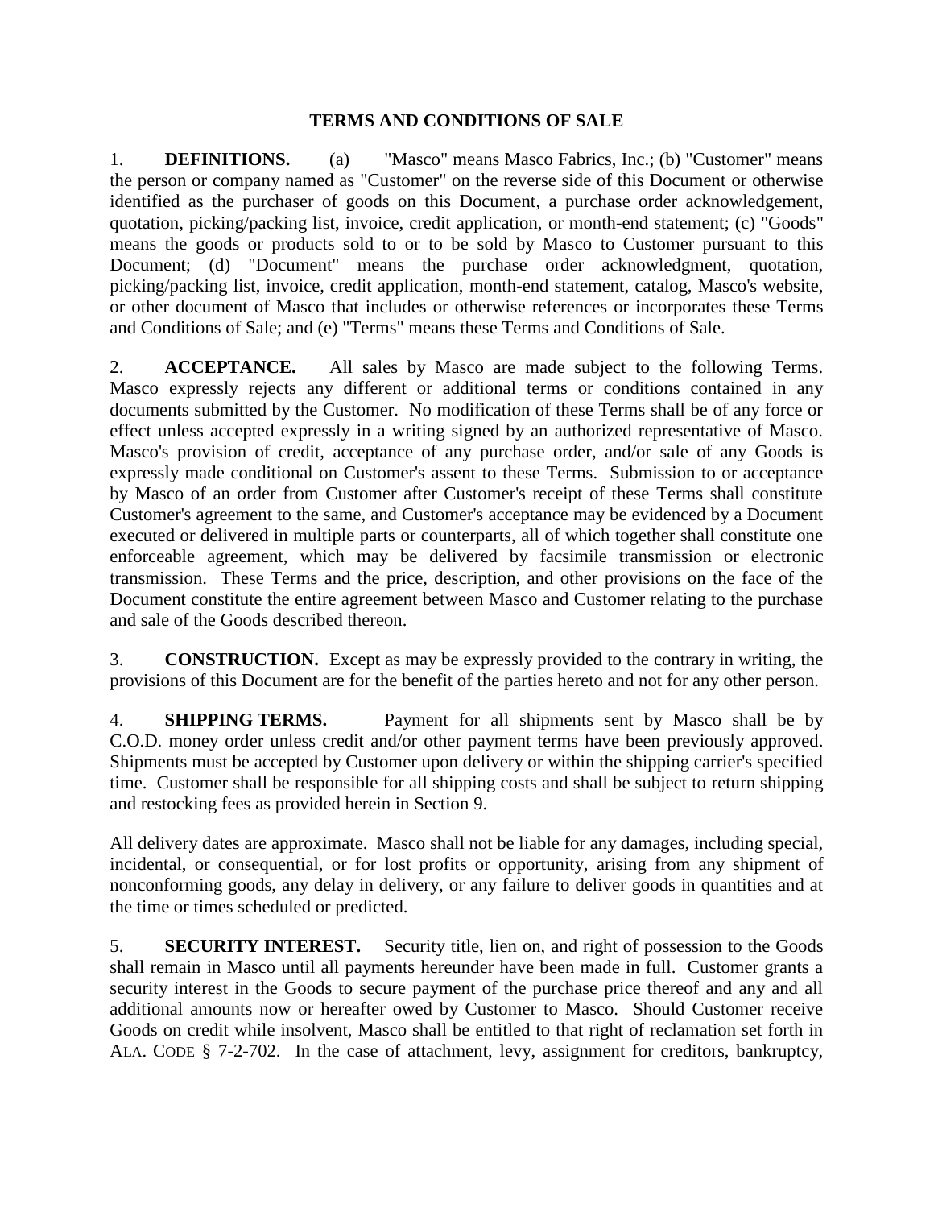# TERMS AND CONDITIONS OF SALE

1. **DEFINITIONS.** (a) "Masco" means Masco Fabrics, Inc.; (b) "Customer" means the person or company named as "Customer" on the reverse side of this Document or otherwise identified as the purchaser of goods on this Document, a purchase order acknowledgement, quotation, picking/packing list, invoice, credit application, or month-end statement; (c) "Goods" means the goods or products sold to or to be sold by Masco to Customer pursuant to this Document; (d) "Document" means the purchase order acknowledgment, quotation, picking/packing list, invoice, credit application, month-end statement, catalog, Masco's website, or other document of Masco that includes or otherwise references or incorporates these Terms and Conditions of Sale; and (e) "Terms" means these Terms and Conditions of Sale.

2. **ACCEPTANCE.** All sales by Masco are made subject to the following Terms. Masco expressly rejects any different or additional terms or conditions contained in any documents submitted by the Customer. No modification of these Terms shall be of any force or effect unless accepted expressly in a writing signed by an authorized representative of Masco. Masco's provision of credit, acceptance of any purchase order, and/or sale of any Goods is expressly made conditional on Customer's assent to these Terms. Submission to or acceptance by Masco of an order from Customer after Customer's receipt of these Terms shall constitute Customer's agreement to the same, and Customer's acceptance may be evidenced by a Document executed or delivered in multiple parts or counterparts, all of which together shall constitute one enforceable agreement, which may be delivered by facsimile transmission or electronic transmission. These Terms and the price, description, and other provisions on the face of the Document constitute the entire agreement between Masco and Customer relating to the purchase and sale of the Goods described thereon.

3. **CONSTRUCTION.** Except as may be expressly provided to the contrary in writing, the provisions of this Document are for the benefit of the parties hereto and not for any other person.

4. **SHIPPING TERMS.** Payment for all shipments sent by Masco shall be by C.O.D. money order unless credit and/or other payment terms have been previously approved. Shipments must be accepted by Customer upon delivery or within the shipping carrier's specified time. Customer shall be responsible for all shipping costs and shall be subject to return shipping and restocking fees as provided herein in Section 9.

All delivery dates are approximate. Masco shall not be liable for any damages, including special, incidental, or consequential, or for lost profits or opportunity, arising from any shipment of nonconforming goods, any delay in delivery, or any failure to deliver goods in quantities and at the time or times scheduled or predicted.

5. **SECURITY INTEREST.** Security title, lien on, and right of possession to the Goods shall remain in Masco until all payments hereunder have been made in full. Customer grants a security interest in the Goods to secure payment of the purchase price thereof and any and all additional amounts now or hereafter owed by Customer to Masco. Should Customer receive Goods on credit while insolvent, Masco shall be entitled to that right of reclamation set forth in ALA. CODE § 7-2-702. In the case of attachment, levy, assignment for creditors, bankruptcy,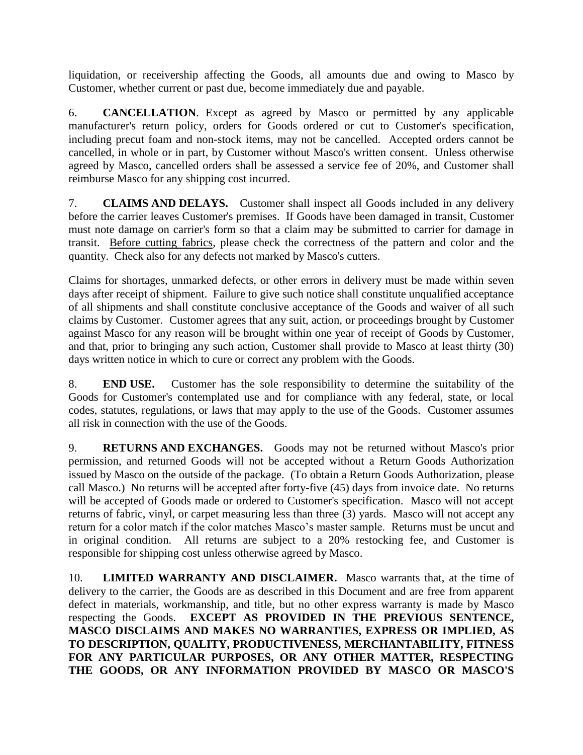liquidation, or receivership affecting the Goods, all amounts due and owing to Masco by Customer, whether current or past due, become immediately due and payable.

6. **CANCELLATION**. Except as agreed by Masco or permitted by any applicable manufacturer's return policy, orders for Goods ordered or cut to Customer's specification, including precut foam and non-stock items, may not be cancelled. Accepted orders cannot be cancelled, in whole or in part, by Customer without Masco's written consent. Unless otherwise agreed by Masco, cancelled orders shall be assessed a service fee of 20%, and Customer shall reimburse Masco for any shipping cost incurred.

7. **CLAIMS AND DELAYS.** Customer shall inspect all Goods included in any delivery before the carrier leaves Customer's premises. If Goods have been damaged in transit, Customer must note damage on carrier's form so that a claim may be submitted to carrier for damage in transit. Before cutting fabrics, please check the correctness of the pattern and color and the quantity. Check also for any defects not marked by Masco's cutters.

Claims for shortages, unmarked defects, or other errors in delivery must be made within seven days after receipt of shipment. Failure to give such notice shall constitute unqualified acceptance of all shipments and shall constitute conclusive acceptance of the Goods and waiver of all such claims by Customer. Customer agrees that any suit, action, or proceedings brought by Customer against Masco for any reason will be brought within one year of receipt of Goods by Customer, and that, prior to bringing any such action, Customer shall provide to Masco at least thirty (30) days written notice in which to cure or correct any problem with the Goods.

8. **END USE.** Customer has the sole responsibility to determine the suitability of the Goods for Customer's contemplated use and for compliance with any federal, state, or local codes, statutes, regulations, or laws that may apply to the use of the Goods. Customer assumes all risk in connection with the use of the Goods.

9. **RETURNS AND EXCHANGES.** Goods may not be returned without Masco's prior permission, and returned Goods will not be accepted without a Return Goods Authorization issued by Masco on the outside of the package. (To obtain a Return Goods Authorization, please call Masco.) No returns will be accepted after forty-five (45) days from invoice date. No returns will be accepted of Goods made or ordered to Customer's specification. Masco will not accept returns of fabric, vinyl, or carpet measuring less than three (3) yards. Masco will not accept any return for a color match if the color matches Masco's master sample. Returns must be uncut and in original condition. All returns are subject to a 20% restocking fee, and Customer is responsible for shipping cost unless otherwise agreed by Masco.

10. **LIMITED WARRANTY AND DISCLAIMER.** Masco warrants that, at the time of delivery to the carrier, the Goods are as described in this Document and are free from apparent defect in materials, workmanship, and title, but no other express warranty is made by Masco respecting the Goods. **EXCEPT AS PROVIDED IN THE PREVIOUS SENTENCE, MASCO DISCLAIMS AND MAKES NO WARRANTIES, EXPRESS OR IMPLIED, AS TO DESCRIPTION, QUALITY, PRODUCTIVENESS, MERCHANTABILITY, FITNESS FOR ANY PARTICULAR PURPOSES, OR ANY OTHER MATTER, RESPECTING THE GOODS, OR ANY INFORMATION PROVIDED BY MASCO OR MASCO'S**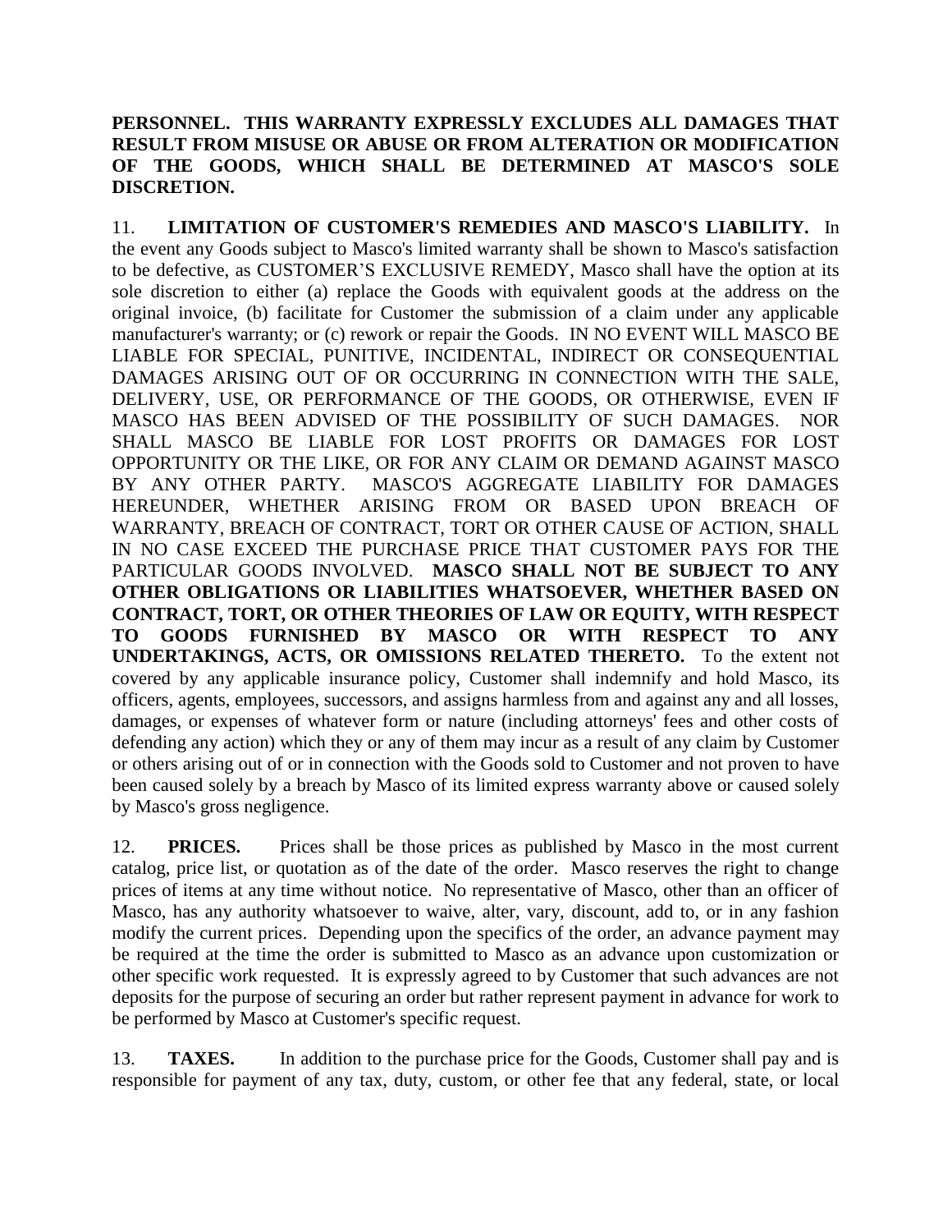**PERSONNEL. THIS WARRANTY EXPRESSLY EXCLUDES ALL DAMAGES THAT RESULT FROM MISUSE OR ABUSE OR FROM ALTERATION OR MODIFICATION OF THE GOODS, WHICH SHALL BE DETERMINED AT MASCO'S SOLE DISCRETION.**

11. **LIMITATION OF CUSTOMER'S REMEDIES AND MASCO'S LIABILITY.** In the event any Goods subject to Masco's limited warranty shall be shown to Masco's satisfaction to be defective, as CUSTOMER'S EXCLUSIVE REMEDY, Masco shall have the option at its sole discretion to either (a) replace the Goods with equivalent goods at the address on the original invoice, (b) facilitate for Customer the submission of a claim under any applicable manufacturer's warranty; or (c) rework or repair the Goods. IN NO EVENT WILL MASCO BE LIABLE FOR SPECIAL, PUNITIVE, INCIDENTAL, INDIRECT OR CONSEQUENTIAL DAMAGES ARISING OUT OF OR OCCURRING IN CONNECTION WITH THE SALE, DELIVERY, USE, OR PERFORMANCE OF THE GOODS, OR OTHERWISE, EVEN IF MASCO HAS BEEN ADVISED OF THE POSSIBILITY OF SUCH DAMAGES. NOR SHALL MASCO BE LIABLE FOR LOST PROFITS OR DAMAGES FOR LOST OPPORTUNITY OR THE LIKE, OR FOR ANY CLAIM OR DEMAND AGAINST MASCO BY ANY OTHER PARTY. MASCO'S AGGREGATE LIABILITY FOR DAMAGES HEREUNDER, WHETHER ARISING FROM OR BASED UPON BREACH OF WARRANTY, BREACH OF CONTRACT, TORT OR OTHER CAUSE OF ACTION, SHALL IN NO CASE EXCEED THE PURCHASE PRICE THAT CUSTOMER PAYS FOR THE PARTICULAR GOODS INVOLVED. **MASCO SHALL NOT BE SUBJECT TO ANY OTHER OBLIGATIONS OR LIABILITIES WHATSOEVER, WHETHER BASED ON CONTRACT, TORT, OR OTHER THEORIES OF LAW OR EQUITY, WITH RESPECT TO GOODS FURNISHED BY MASCO OR WITH RESPECT TO ANY UNDERTAKINGS, ACTS, OR OMISSIONS RELATED THERETO.** To the extent not covered by any applicable insurance policy, Customer shall indemnify and hold Masco, its officers, agents, employees, successors, and assigns harmless from and against any and all losses, damages, or expenses of whatever form or nature (including attorneys' fees and other costs of defending any action) which they or any of them may incur as a result of any claim by Customer or others arising out of or in connection with the Goods sold to Customer and not proven to have been caused solely by a breach by Masco of its limited express warranty above or caused solely by Masco's gross negligence.

12. **PRICES.** Prices shall be those prices as published by Masco in the most current catalog, price list, or quotation as of the date of the order. Masco reserves the right to change prices of items at any time without notice. No representative of Masco, other than an officer of Masco, has any authority whatsoever to waive, alter, vary, discount, add to, or in any fashion modify the current prices. Depending upon the specifics of the order, an advance payment may be required at the time the order is submitted to Masco as an advance upon customization or other specific work requested. It is expressly agreed to by Customer that such advances are not deposits for the purpose of securing an order but rather represent payment in advance for work to be performed by Masco at Customer's specific request.

13. **TAXES.** In addition to the purchase price for the Goods, Customer shall pay and is responsible for payment of any tax, duty, custom, or other fee that any federal, state, or local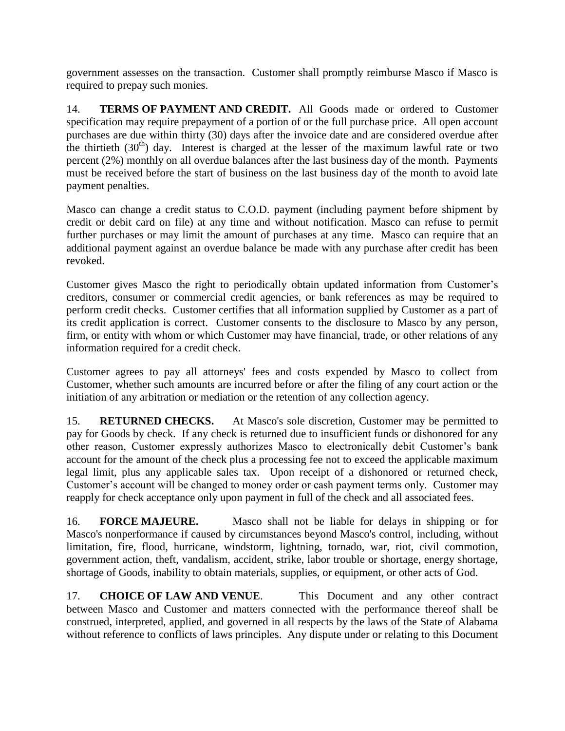government assesses on the transaction. Customer shall promptly reimburse Masco if Masco is required to prepay such monies.

14. **TERMS OF PAYMENT AND CREDIT.** All Goods made or ordered to Customer specification may require prepayment of a portion of or the full purchase price. All open account purchases are due within thirty (30) days after the invoice date and are considered overdue after the thirtieth (30th) day. Interest is charged at the lesser of the maximum lawful rate or two percent (2%) monthly on all overdue balances after the last business day of the month. Payments must be received before the start of business on the last business day of the month to avoid late payment penalties.

Masco can change a credit status to C.O.D. payment (including payment before shipment by credit or debit card on file) at any time and without notification. Masco can refuse to permit further purchases or may limit the amount of purchases at any time. Masco can require that an additional payment against an overdue balance be made with any purchase after credit has been revoked.

Customer gives Masco the right to periodically obtain updated information from Customer's creditors, consumer or commercial credit agencies, or bank references as may be required to perform credit checks. Customer certifies that all information supplied by Customer as a part of its credit application is correct. Customer consents to the disclosure to Masco by any person, firm, or entity with whom or which Customer may have financial, trade, or other relations of any information required for a credit check.

Customer agrees to pay all attorneys' fees and costs expended by Masco to collect from Customer, whether such amounts are incurred before or after the filing of any court action or the initiation of any arbitration or mediation or the retention of any collection agency.

15. **RETURNED CHECKS.** At Masco's sole discretion, Customer may be permitted to pay for Goods by check. If any check is returned due to insufficient funds or dishonored for any other reason, Customer expressly authorizes Masco to electronically debit Customer's bank account for the amount of the check plus a processing fee not to exceed the applicable maximum legal limit, plus any applicable sales tax. Upon receipt of a dishonored or returned check, Customer's account will be changed to money order or cash payment terms only. Customer may reapply for check acceptance only upon payment in full of the check and all associated fees.

16. **FORCE MAJEURE.** Masco shall not be liable for delays in shipping or for Masco's nonperformance if caused by circumstances beyond Masco's control, including, without limitation, fire, flood, hurricane, windstorm, lightning, tornado, war, riot, civil commotion, government action, theft, vandalism, accident, strike, labor trouble or shortage, energy shortage, shortage of Goods, inability to obtain materials, supplies, or equipment, or other acts of God.

17. **CHOICE OF LAW AND VENUE**. This Document and any other contract between Masco and Customer and matters connected with the performance thereof shall be construed, interpreted, applied, and governed in all respects by the laws of the State of Alabama without reference to conflicts of laws principles. Any dispute under or relating to this Document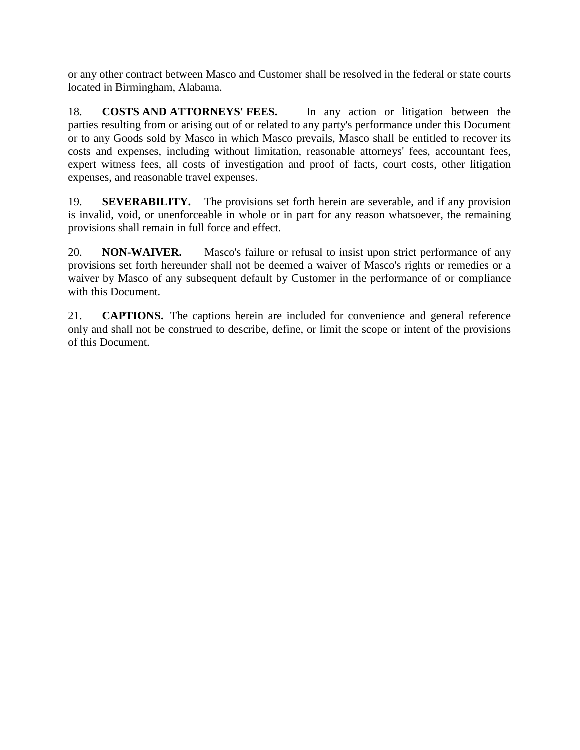or any other contract between Masco and Customer shall be resolved in the federal or state courts located in Birmingham, Alabama.

18. **COSTS AND ATTORNEYS' FEES.** In any action or litigation between the parties resulting from or arising out of or related to any party's performance under this Document or to any Goods sold by Masco in which Masco prevails, Masco shall be entitled to recover its costs and expenses, including without limitation, reasonable attorneys' fees, accountant fees, expert witness fees, all costs of investigation and proof of facts, court costs, other litigation expenses, and reasonable travel expenses.

19. **SEVERABILITY.** The provisions set forth herein are severable, and if any provision is invalid, void, or unenforceable in whole or in part for any reason whatsoever, the remaining provisions shall remain in full force and effect.

20. **NON-WAIVER.** Masco's failure or refusal to insist upon strict performance of any provisions set forth hereunder shall not be deemed a waiver of Masco's rights or remedies or a waiver by Masco of any subsequent default by Customer in the performance of or compliance with this Document.

21. **CAPTIONS.** The captions herein are included for convenience and general reference only and shall not be construed to describe, define, or limit the scope or intent of the provisions of this Document.